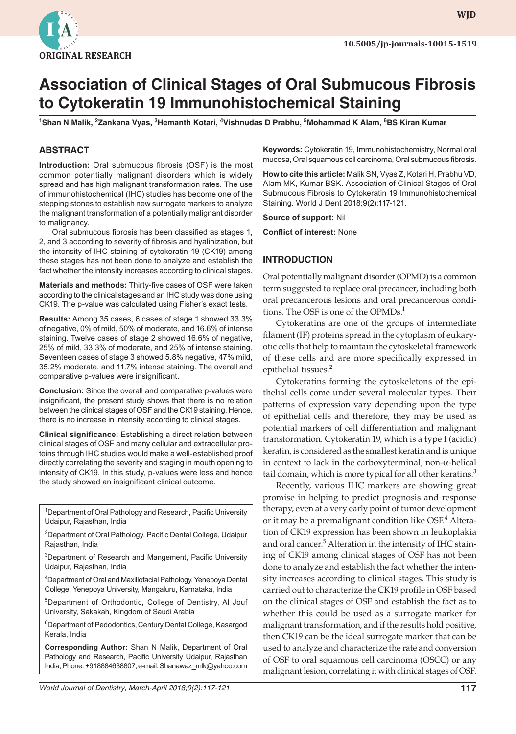ORIGINAL RESEARCH

10.5005/jp-journals-10015-1519

# Association of Clinical Stages of Oral Submucous Fibrosis to Cytokeratin 19 Immunohistochemical Staining

[1]Shan N Malik, [2]Zankana Vyas, [3]Hemanth Kotari, [4]Vishnudas D Prabhu, [5]Mohammad K Alam, [6]BS Kiran Kumar

## ABSTRACT

**Introduction:** Oral submucous fibrosis (OSF) is the most common potentially malignant disorders which is widely spread and has high malignant transformation rates. The use of immunohistochemical (IHC) studies has become one of the stepping stones to establish new surrogate markers to analyze the malignant transformation of a potentially malignant disorder to malignancy.

Oral submucous fibrosis has been classified as stages 1, 2, and 3 according to severity of fibrosis and hyalinization, but the intensity of IHC staining of cytokeratin 19 (CK19) among these stages has not been done to analyze and establish the fact whether the intensity increases according to clinical stages.

**Materials and methods:** Thirty-five cases of OSF were taken according to the clinical stages and an IHC study was done using CK19. The p-value was calculated using Fisher's exact tests.

**Results:** Among 35 cases, 6 cases of stage 1 showed 33.3% of negative, 0% of mild, 50% of moderate, and 16.6% of intense staining. Twelve cases of stage 2 showed 16.6% of negative, 25% of mild, 33.3% of moderate, and 25% of intense staining. Seventeen cases of stage 3 showed 5.8% negative, 47% mild, 35.2% moderate, and 11.7% intense staining. The overall and comparative p-values were insignificant.

**Conclusion:** Since the overall and comparative p-values were insignificant, the present study shows that there is no relation between the clinical stages of OSF and the CK19 staining. Hence, there is no increase in intensity according to clinical stages.

**Clinical significance:** Establishing a direct relation between clinical stages of OSF and many cellular and extracellular proteins through IHC studies would make a well-established proof directly correlating the severity and staging in mouth opening to intensity of CK19. In this study, p-values were less and hence the study showed an insignificant clinical outcome.

**Keywords:** Cytokeratin 19, Immunohistochemistry, Normal oral mucosa, Oral squamous cell carcinoma, Oral submucous fibrosis.

**How to cite this article:** Malik SN, Vyas Z, Kotari H, Prabhu VD, Alam MK, Kumar BSK. Association of Clinical Stages of Oral Submucous Fibrosis to Cytokeratin 19 Immunohistochemical Staining. World J Dent 2018;9(2):117-121.

**Source of support:** Nil

**Conflict of interest:** None

[1]Department of Oral Pathology and Research, Pacific University Udaipur, Rajasthan, India

[2]Department of Oral Pathology, Pacific Dental College, Udaipur Rajasthan, India

[3]Department of Research and Mangement, Pacific University Udaipur, Rajasthan, India

[4]Department of Oral and Maxillofacial Pathology, Yenepoya Dental College, Yenepoya University, Mangaluru, Karnataka, India

[5]Department of Orthodontic, College of Dentistry, Al Jouf University, Sakakah, Kingdom of Saudi Arabia

[6]Department of Pedodontics, Century Dental College, Kasargod Kerala, India

**Corresponding Author:** Shan N Malik, Department of Oral Pathology and Research, Pacific University Udaipur, Rajasthan India, Phone: +918884638807, e-mail: Shanawaz_mlk@yahoo.com

## INTRODUCTION

Oral potentially malignant disorder (OPMD) is a common term suggested to replace oral precancer, including both oral precancerous lesions and oral precancerous conditions. The OSF is one of the OPMDs.[1]

Cytokeratins are one of the groups of intermediate filament (IF) proteins spread in the cytoplasm of eukaryotic cells that help to maintain the cytoskeletal framework of these cells and are more specifically expressed in epithelial tissues.[2]

Cytokeratins forming the cytoskeletons of the epithelial cells come under several molecular types. Their patterns of expression vary depending upon the type of epithelial cells and therefore, they may be used as potential markers of cell differentiation and malignant transformation. Cytokeratin 19, which is a type I (acidic) keratin, is considered as the smallest keratin and is unique in context to lack in the carboxyterminal, non-α-helical tail domain, which is more typical for all other keratins.[3]

Recently, various IHC markers are showing great promise in helping to predict prognosis and response therapy, even at a very early point of tumor development or it may be a premalignant condition like OSF.[4] Alteration of CK19 expression has been shown in leukoplakia and oral cancer.[5] Alteration in the intensity of IHC staining of CK19 among clinical stages of OSF has not been done to analyze and establish the fact whether the intensity increases according to clinical stages. This study is carried out to characterize the CK19 profile in OSF based on the clinical stages of OSF and establish the fact as to whether this could be used as a surrogate marker for malignant transformation, and if the results hold positive, then CK19 can be the ideal surrogate marker that can be used to analyze and characterize the rate and conversion of OSF to oral squamous cell carcinoma (OSCC) or any malignant lesion, correlating it with clinical stages of OSF.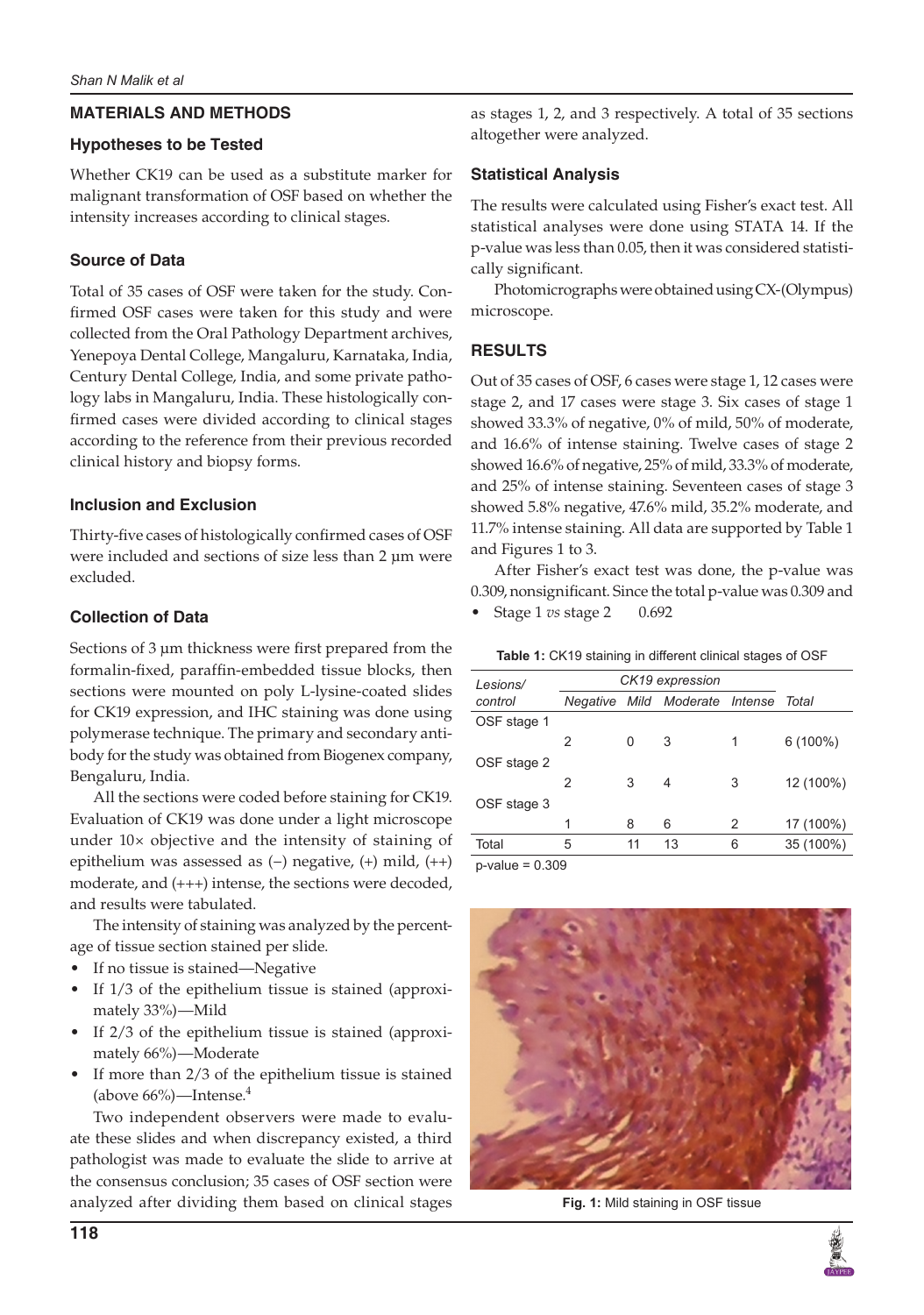## MATERIALS AND METHODS

### Hypotheses to be Tested

Whether CK19 can be used as a substitute marker for malignant transformation of OSF based on whether the intensity increases according to clinical stages.

### Source of Data

Total of 35 cases of OSF were taken for the study. Confirmed OSF cases were taken for this study and were collected from the Oral Pathology Department archives, Yenepoya Dental College, Mangaluru, Karnataka, India, Century Dental College, India, and some private pathology labs in Mangaluru, India. These histologically confirmed cases were divided according to clinical stages according to the reference from their previous recorded clinical history and biopsy forms.

### Inclusion and Exclusion

Thirty-five cases of histologically confirmed cases of OSF were included and sections of size less than 2 µm were excluded.

### Collection of Data

Sections of 3 µm thickness were first prepared from the formalin-fixed, paraffin-embedded tissue blocks, then sections were mounted on poly L-lysine-coated slides for CK19 expression, and IHC staining was done using polymerase technique. The primary and secondary antibody for the study was obtained from Biogenex company, Bengaluru, India.

All the sections were coded before staining for CK19. Evaluation of CK19 was done under a light microscope under 10× objective and the intensity of staining of epithelium was assessed as (−) negative, (+) mild, (++) moderate, and (+++) intense, the sections were decoded, and results were tabulated.

The intensity of staining was analyzed by the percentage of tissue section stained per slide.

- If no tissue is stained—Negative
- If 1/3 of the epithelium tissue is stained (approximately 33%)—Mild
- If 2/3 of the epithelium tissue is stained (approximately 66%)—Moderate
- If more than 2/3 of the epithelium tissue is stained (above 66%)—Intense.[4]

Two independent observers were made to evaluate these slides and when discrepancy existed, a third pathologist was made to evaluate the slide to arrive at the consensus conclusion; 35 cases of OSF section were analyzed after dividing them based on clinical stages as stages 1, 2, and 3 respectively. A total of 35 sections altogether were analyzed.

### Statistical Analysis

The results were calculated using Fisher's exact test. All statistical analyses were done using STATA 14. If the p-value was less than 0.05, then it was considered statistically significant.

Photomicrographs were obtained using CX-(Olympus) microscope.

## RESULTS

Out of 35 cases of OSF, 6 cases were stage 1, 12 cases were stage 2, and 17 cases were stage 3. Six cases of stage 1 showed 33.3% of negative, 0% of mild, 50% of moderate, and 16.6% of intense staining. Twelve cases of stage 2 showed 16.6% of negative, 25% of mild, 33.3% of moderate, and 25% of intense staining. Seventeen cases of stage 3 showed 5.8% negative, 47.6% mild, 35.2% moderate, and 11.7% intense staining. All data are supported by Table 1 and Figures 1 to 3.

After Fisher's exact test was done, the p-value was 0.309, nonsignificant. Since the total p-value was 0.309 and

- Stage 1 *vs* stage 2 0.692

**Table 1:** CK19 staining in different clinical stages of OSF

| Lesions/ control | CK19 expression | | | | Total |
|---|---|---|---|---|---|
| | Negative | Mild | Moderate | Intense | |
| OSF stage 1 | 2 | 0 | 3 | 1 | 6 (100%) |
| OSF stage 2 | 2 | 3 | 4 | 3 | 12 (100%) |
| OSF stage 3 | 1 | 8 | 6 | 2 | 17 (100%) |
| Total | 5 | 11 | 13 | 6 | 35 (100%) |

p-value = 0.309

**Fig. 1:** Mild staining in OSF tissue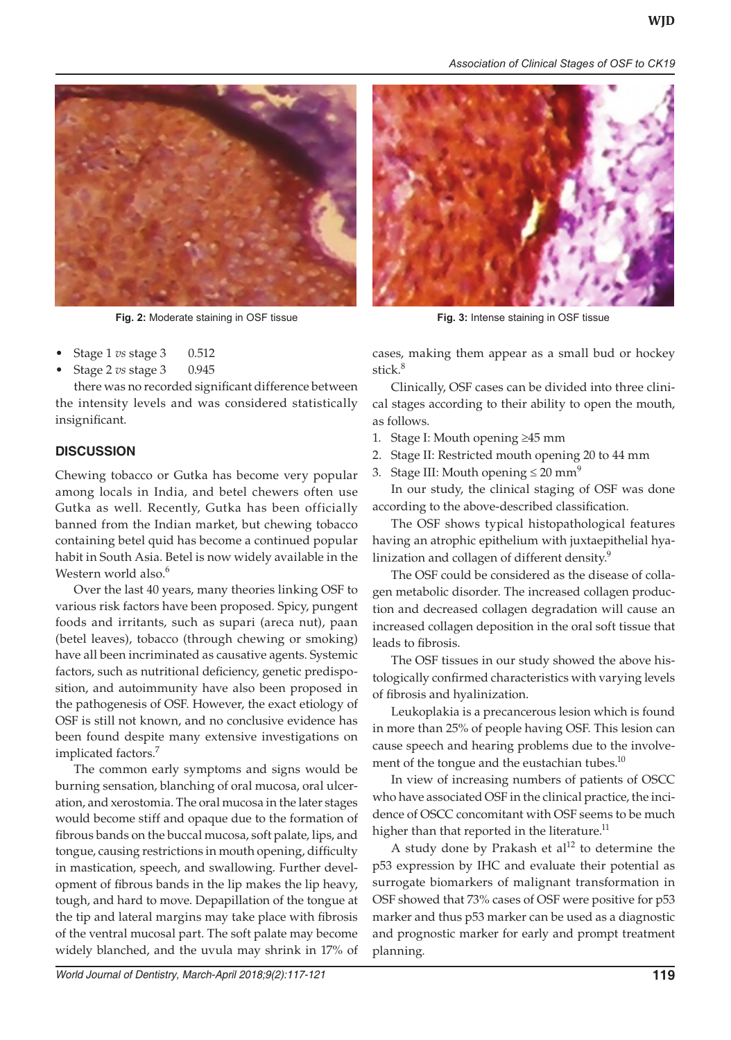Fig. 2: Moderate staining in OSF tissue

Fig. 3: Intense staining in OSF tissue

- Stage 1 *vs* stage 3  0.512
- Stage 2 *vs* stage 3  0.945

there was no recorded significant difference between the intensity levels and was considered statistically insignificant.

## DISCUSSION

Chewing tobacco or Gutka has become very popular among locals in India, and betel chewers often use Gutka as well. Recently, Gutka has been officially banned from the Indian market, but chewing tobacco containing betel quid has become a continued popular habit in South Asia. Betel is now widely available in the Western world also.[6]

Over the last 40 years, many theories linking OSF to various risk factors have been proposed. Spicy, pungent foods and irritants, such as supari (areca nut), paan (betel leaves), tobacco (through chewing or smoking) have all been incriminated as causative agents. Systemic factors, such as nutritional deficiency, genetic predisposition, and autoimmunity have also been proposed in the pathogenesis of OSF. However, the exact etiology of OSF is still not known, and no conclusive evidence has been found despite many extensive investigations on implicated factors.[7]

The common early symptoms and signs would be burning sensation, blanching of oral mucosa, oral ulceration, and xerostomia. The oral mucosa in the later stages would become stiff and opaque due to the formation of fibrous bands on the buccal mucosa, soft palate, lips, and tongue, causing restrictions in mouth opening, difficulty in mastication, speech, and swallowing. Further development of fibrous bands in the lip makes the lip heavy, tough, and hard to move. Depapillation of the tongue at the tip and lateral margins may take place with fibrosis of the ventral mucosal part. The soft palate may become widely blanched, and the uvula may shrink in 17% of cases, making them appear as a small bud or hockey stick.[8]

Clinically, OSF cases can be divided into three clinical stages according to their ability to open the mouth, as follows.

1. Stage I: Mouth opening ≥45 mm
2. Stage II: Restricted mouth opening 20 to 44 mm
3. Stage III: Mouth opening ≤ 20 mm[9]

In our study, the clinical staging of OSF was done according to the above-described classification.

The OSF shows typical histopathological features having an atrophic epithelium with juxtaepithelial hyalinization and collagen of different density.[9]

The OSF could be considered as the disease of collagen metabolic disorder. The increased collagen production and decreased collagen degradation will cause an increased collagen deposition in the oral soft tissue that leads to fibrosis.

The OSF tissues in our study showed the above histologically confirmed characteristics with varying levels of fibrosis and hyalinization.

Leukoplakia is a precancerous lesion which is found in more than 25% of people having OSF. This lesion can cause speech and hearing problems due to the involvement of the tongue and the eustachian tubes.[10]

In view of increasing numbers of patients of OSCC who have associated OSF in the clinical practice, the incidence of OSCC concomitant with OSF seems to be much higher than that reported in the literature.[11]

A study done by Prakash et al[12] to determine the p53 expression by IHC and evaluate their potential as surrogate biomarkers of malignant transformation in OSF showed that 73% cases of OSF were positive for p53 marker and thus p53 marker can be used as a diagnostic and prognostic marker for early and prompt treatment planning.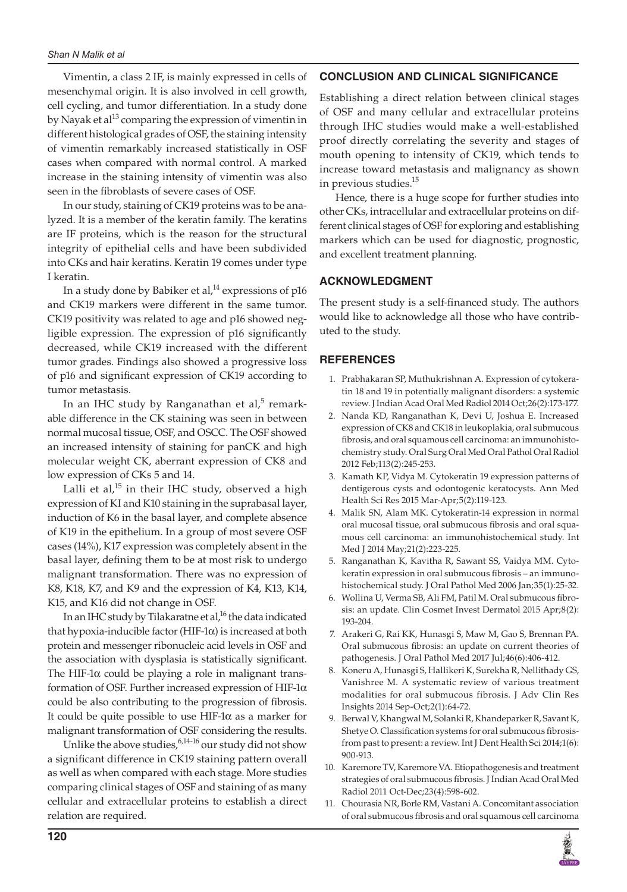Vimentin, a class 2 IF, is mainly expressed in cells of mesenchymal origin. It is also involved in cell growth, cell cycling, and tumor differentiation. In a study done by Nayak et al[13] comparing the expression of vimentin in different histological grades of OSF, the staining intensity of vimentin remarkably increased statistically in OSF cases when compared with normal control. A marked increase in the staining intensity of vimentin was also seen in the fibroblasts of severe cases of OSF.

In our study, staining of CK19 proteins was to be analyzed. It is a member of the keratin family. The keratins are IF proteins, which is the reason for the structural integrity of epithelial cells and have been subdivided into CKs and hair keratins. Keratin 19 comes under type I keratin.

In a study done by Babiker et al,[14] expressions of p16 and CK19 markers were different in the same tumor. CK19 positivity was related to age and p16 showed negligible expression. The expression of p16 significantly decreased, while CK19 increased with the different tumor grades. Findings also showed a progressive loss of p16 and significant expression of CK19 according to tumor metastasis.

In an IHC study by Ranganathan et al,[5] remarkable difference in the CK staining was seen in between normal mucosal tissue, OSF, and OSCC. The OSF showed an increased intensity of staining for panCK and high molecular weight CK, aberrant expression of CK8 and low expression of CKs 5 and 14.

Lalli et al,[15] in their IHC study, observed a high expression of KI and K10 staining in the suprabasal layer, induction of K6 in the basal layer, and complete absence of K19 in the epithelium. In a group of most severe OSF cases (14%), K17 expression was completely absent in the basal layer, defining them to be at most risk to undergo malignant transformation. There was no expression of K8, K18, K7, and K9 and the expression of K4, K13, K14, K15, and K16 did not change in OSF.

In an IHC study by Tilakaratne et al,[16] the data indicated that hypoxia-inducible factor (HIF-1$\alpha$) is increased at both protein and messenger ribonucleic acid levels in OSF and the association with dysplasia is statistically significant. The HIF-1$\alpha$ could be playing a role in malignant transformation of OSF. Further increased expression of HIF-1$\alpha$ could be also contributing to the progression of fibrosis. It could be quite possible to use HIF-1$\alpha$ as a marker for malignant transformation of OSF considering the results.

Unlike the above studies,[6,14-16] our study did not show a significant difference in CK19 staining pattern overall as well as when compared with each stage. More studies comparing clinical stages of OSF and staining of as many cellular and extracellular proteins to establish a direct relation are required.

## CONCLUSION AND CLINICAL SIGNIFICANCE

Establishing a direct relation between clinical stages of OSF and many cellular and extracellular proteins through IHC studies would make a well-established proof directly correlating the severity and stages of mouth opening to intensity of CK19, which tends to increase toward metastasis and malignancy as shown in previous studies.[15]

Hence, there is a huge scope for further studies into other CKs, intracellular and extracellular proteins on different clinical stages of OSF for exploring and establishing markers which can be used for diagnostic, prognostic, and excellent treatment planning.

## ACKNOWLEDGMENT

The present study is a self-financed study. The authors would like to acknowledge all those who have contributed to the study.

## REFERENCES

1. Prabhakaran SP, Muthukrishnan A. Expression of cytokeratin 18 and 19 in potentially malignant disorders: a systemic review. J Indian Acad Oral Med Radiol 2014 Oct;26(2):173-177.
2. Nanda KD, Ranganathan K, Devi U, Joshua E. Increased expression of CK8 and CK18 in leukoplakia, oral submucous fibrosis, and oral squamous cell carcinoma: an immunohistochemistry study. Oral Surg Oral Med Oral Pathol Oral Radiol 2012 Feb;113(2):245-253.
3. Kamath KP, Vidya M. Cytokeratin 19 expression patterns of dentigerous cysts and odontogenic keratocysts. Ann Med Health Sci Res 2015 Mar-Apr;5(2):119-123.
4. Malik SN, Alam MK. Cytokeratin-14 expression in normal oral mucosal tissue, oral submucous fibrosis and oral squamous cell carcinoma: an immunohistochemical study. Int Med J 2014 May;21(2):223-225.
5. Ranganathan K, Kavitha R, Sawant SS, Vaidya MM. Cytokeratin expression in oral submucous fibrosis – an immunohistochemical study. J Oral Pathol Med 2006 Jan;35(1):25-32.
6. Wollina U, Verma SB, Ali FM, Patil M. Oral submucous fibrosis: an update. Clin Cosmet Invest Dermatol 2015 Apr;8(2): 193-204.
7. Arakeri G, Rai KK, Hunasgi S, Maw M, Gao S, Brennan PA. Oral submucous fibrosis: an update on current theories of pathogenesis. J Oral Pathol Med 2017 Jul;46(6):406-412.
8. Koneru A, Hunasgi S, Hallikeri K, Surekha R, Nellithady GS, Vanishree M. A systematic review of various treatment modalities for oral submucous fibrosis. J Adv Clin Res Insights 2014 Sep-Oct;2(1):64-72.
9. Berwal V, Khangwal M, Solanki R, Khandeparker R, Savant K, Shetye O. Classification systems for oral submucous fibrosis-from past to present: a review. Int J Dent Health Sci 2014;1(6): 900-913.
10. Karemore TV, Karemore VA. Etiopathogenesis and treatment strategies of oral submucous fibrosis. J Indian Acad Oral Med Radiol 2011 Oct-Dec;23(4):598-602.
11. Chourasia NR, Borle RM, Vastani A. Concomitant association of oral submucous fibrosis and oral squamous cell carcinoma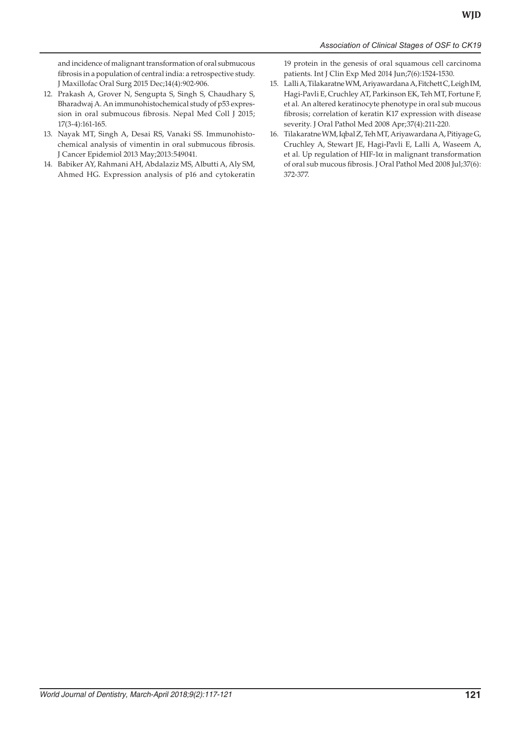and incidence of malignant transformation of oral submucous fibrosis in a population of central india: a retrospective study. J Maxillofac Oral Surg 2015 Dec;14(4):902-906.

12. Prakash A, Grover N, Sengupta S, Singh S, Chaudhary S, Bharadwaj A. An immunohistochemical study of p53 expression in oral submucous fibrosis. Nepal Med Coll J 2015; 17(3-4):161-165.
13. Nayak MT, Singh A, Desai RS, Vanaki SS. Immunohistochemical analysis of vimentin in oral submucous fibrosis. J Cancer Epidemiol 2013 May;2013:549041.
14. Babiker AY, Rahmani AH, Abdalaziz MS, Albutti A, Aly SM, Ahmed HG. Expression analysis of p16 and cytokeratin 19 protein in the genesis of oral squamous cell carcinoma patients. Int J Clin Exp Med 2014 Jun;7(6):1524-1530.
15. Lalli A, Tilakaratne WM, Ariyawardana A, Fitchett C, Leigh IM, Hagi-Pavli E, Cruchley AT, Parkinson EK, Teh MT, Fortune F, et al. An altered keratinocyte phenotype in oral sub mucous fibrosis; correlation of keratin K17 expression with disease severity. J Oral Pathol Med 2008 Apr;37(4):211-220.
16. Tilakaratne WM, Iqbal Z, Teh MT, Ariyawardana A, Pitiyage G, Cruchley A, Stewart JE, Hagi-Pavli E, Lalli A, Waseem A, et al. Up regulation of HIF-1α in malignant transformation of oral sub mucous fibrosis. J Oral Pathol Med 2008 Jul;37(6): 372-377.